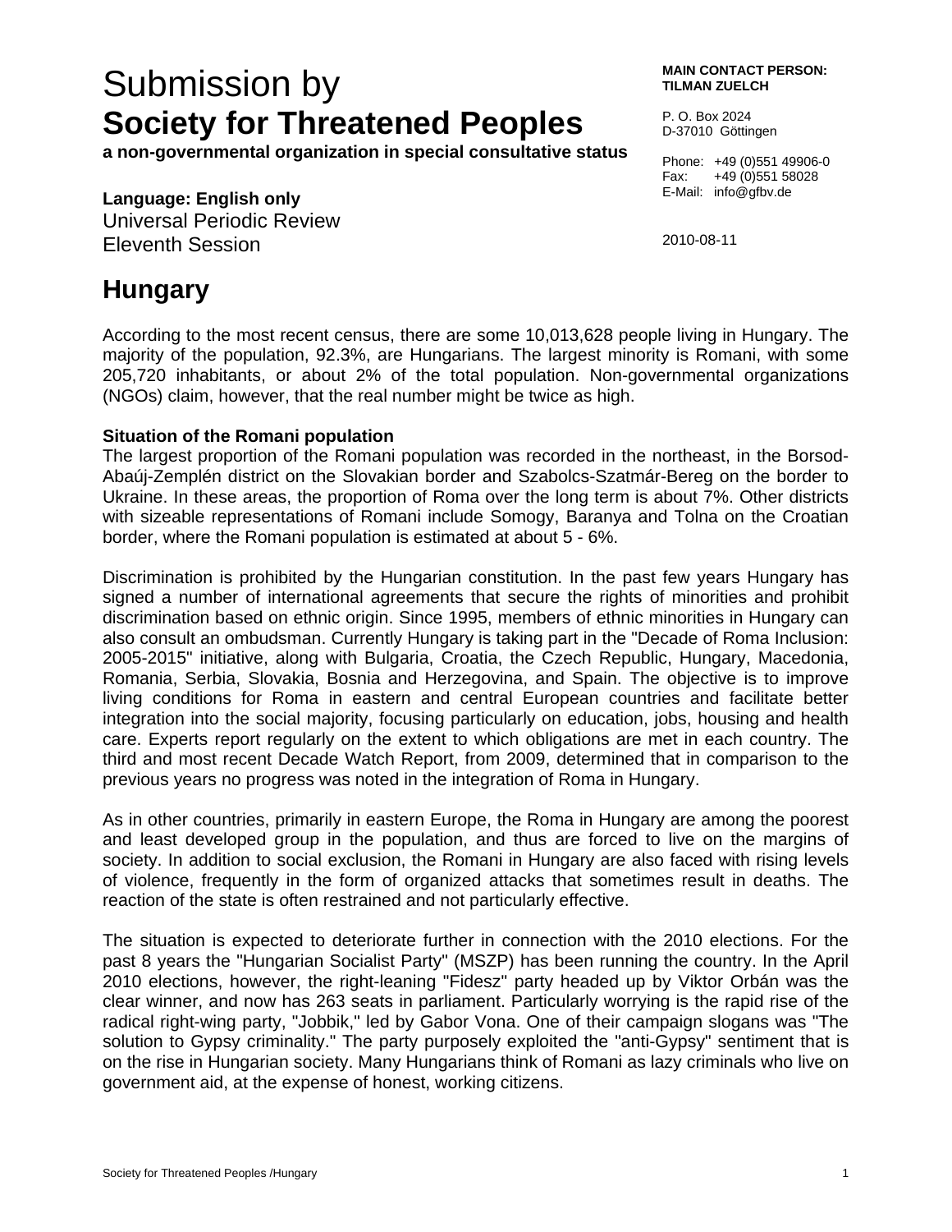# Submission by
# **Society for Threatened Peoples**

**a non-governmental organization in special consultative status**

**MAIN CONTACT PERSON:**
**TILMAN ZUELCH**

P. O. Box 2024
D-37010 Göttingen

Phone: +49 (0)551 49906-0
Fax: +49 (0)551 58028
E-Mail: info@gfbv.de

**Language: English only**
Universal Periodic Review
Eleventh Session

2010-08-11

## Hungary

According to the most recent census, there are some 10,013,628 people living in Hungary. The majority of the population, 92.3%, are Hungarians. The largest minority is Romani, with some 205,720 inhabitants, or about 2% of the total population. Non-governmental organizations (NGOs) claim, however, that the real number might be twice as high.

### Situation of the Romani population

The largest proportion of the Romani population was recorded in the northeast, in the Borsod-Abaúj-Zemplén district on the Slovakian border and Szabolcs-Szatmár-Bereg on the border to Ukraine. In these areas, the proportion of Roma over the long term is about 7%. Other districts with sizeable representations of Romani include Somogy, Baranya and Tolna on the Croatian border, where the Romani population is estimated at about 5 - 6%.

Discrimination is prohibited by the Hungarian constitution. In the past few years Hungary has signed a number of international agreements that secure the rights of minorities and prohibit discrimination based on ethnic origin. Since 1995, members of ethnic minorities in Hungary can also consult an ombudsman. Currently Hungary is taking part in the "Decade of Roma Inclusion: 2005-2015" initiative, along with Bulgaria, Croatia, the Czech Republic, Hungary, Macedonia, Romania, Serbia, Slovakia, Bosnia and Herzegovina, and Spain. The objective is to improve living conditions for Roma in eastern and central European countries and facilitate better integration into the social majority, focusing particularly on education, jobs, housing and health care. Experts report regularly on the extent to which obligations are met in each country. The third and most recent Decade Watch Report, from 2009, determined that in comparison to the previous years no progress was noted in the integration of Roma in Hungary.

As in other countries, primarily in eastern Europe, the Roma in Hungary are among the poorest and least developed group in the population, and thus are forced to live on the margins of society. In addition to social exclusion, the Romani in Hungary are also faced with rising levels of violence, frequently in the form of organized attacks that sometimes result in deaths. The reaction of the state is often restrained and not particularly effective.

The situation is expected to deteriorate further in connection with the 2010 elections. For the past 8 years the "Hungarian Socialist Party" (MSZP) has been running the country. In the April 2010 elections, however, the right-leaning "Fidesz" party headed up by Viktor Orbán was the clear winner, and now has 263 seats in parliament. Particularly worrying is the rapid rise of the radical right-wing party, "Jobbik," led by Gabor Vona. One of their campaign slogans was "The solution to Gypsy criminality." The party purposely exploited the "anti-Gypsy" sentiment that is on the rise in Hungarian society. Many Hungarians think of Romani as lazy criminals who live on government aid, at the expense of honest, working citizens.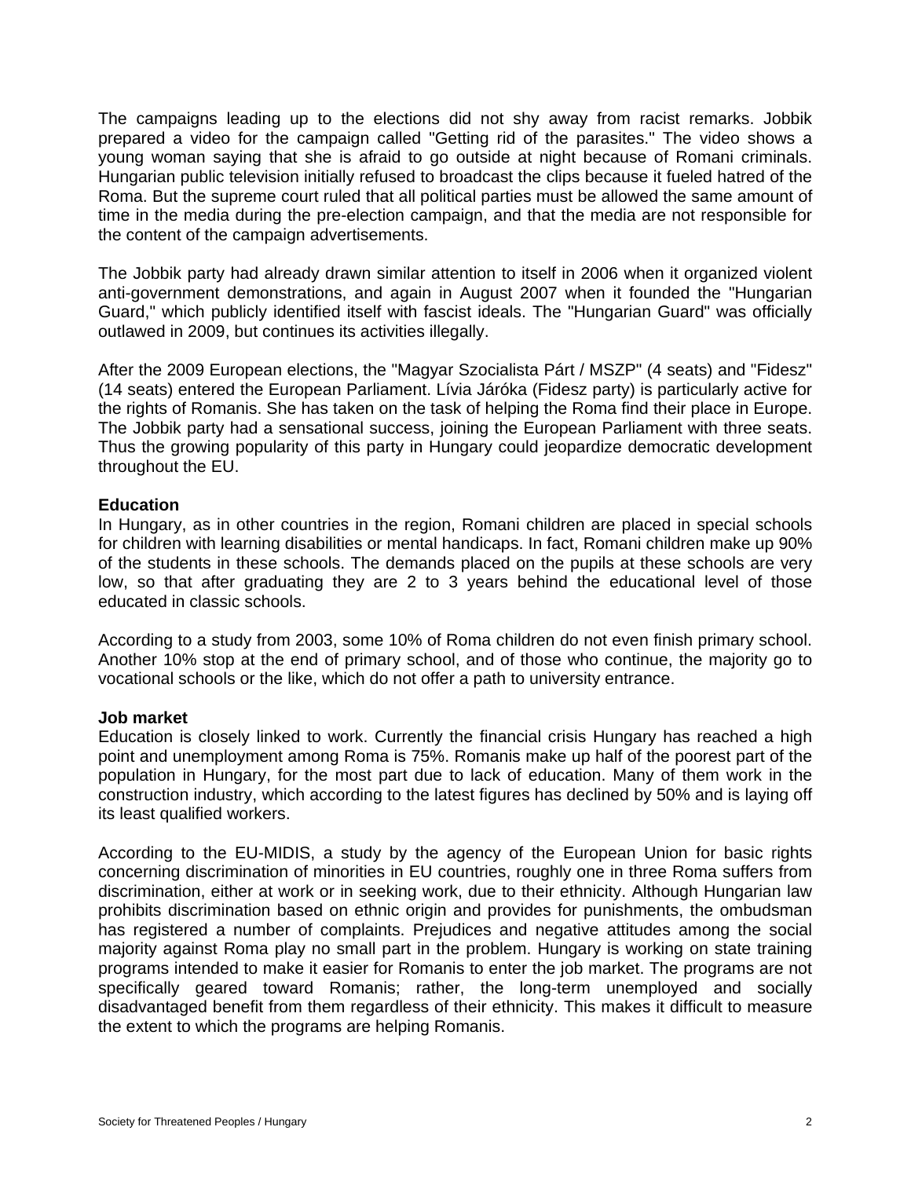The campaigns leading up to the elections did not shy away from racist remarks. Jobbik prepared a video for the campaign called "Getting rid of the parasites." The video shows a young woman saying that she is afraid to go outside at night because of Romani criminals. Hungarian public television initially refused to broadcast the clips because it fueled hatred of the Roma. But the supreme court ruled that all political parties must be allowed the same amount of time in the media during the pre-election campaign, and that the media are not responsible for the content of the campaign advertisements.

The Jobbik party had already drawn similar attention to itself in 2006 when it organized violent anti-government demonstrations, and again in August 2007 when it founded the "Hungarian Guard," which publicly identified itself with fascist ideals. The "Hungarian Guard" was officially outlawed in 2009, but continues its activities illegally.

After the 2009 European elections, the "Magyar Szocialista Párt / MSZP" (4 seats) and "Fidesz" (14 seats) entered the European Parliament. Lívia Járóka (Fidesz party) is particularly active for the rights of Romanis. She has taken on the task of helping the Roma find their place in Europe. The Jobbik party had a sensational success, joining the European Parliament with three seats. Thus the growing popularity of this party in Hungary could jeopardize democratic development throughout the EU.

**Education**

In Hungary, as in other countries in the region, Romani children are placed in special schools for children with learning disabilities or mental handicaps. In fact, Romani children make up 90% of the students in these schools. The demands placed on the pupils at these schools are very low, so that after graduating they are 2 to 3 years behind the educational level of those educated in classic schools.

According to a study from 2003, some 10% of Roma children do not even finish primary school. Another 10% stop at the end of primary school, and of those who continue, the majority go to vocational schools or the like, which do not offer a path to university entrance.

**Job market**

Education is closely linked to work. Currently the financial crisis Hungary has reached a high point and unemployment among Roma is 75%. Romanis make up half of the poorest part of the population in Hungary, for the most part due to lack of education. Many of them work in the construction industry, which according to the latest figures has declined by 50% and is laying off its least qualified workers.

According to the EU-MIDIS, a study by the agency of the European Union for basic rights concerning discrimination of minorities in EU countries, roughly one in three Roma suffers from discrimination, either at work or in seeking work, due to their ethnicity. Although Hungarian law prohibits discrimination based on ethnic origin and provides for punishments, the ombudsman has registered a number of complaints. Prejudices and negative attitudes among the social majority against Roma play no small part in the problem. Hungary is working on state training programs intended to make it easier for Romanis to enter the job market. The programs are not specifically geared toward Romanis; rather, the long-term unemployed and socially disadvantaged benefit from them regardless of their ethnicity. This makes it difficult to measure the extent to which the programs are helping Romanis.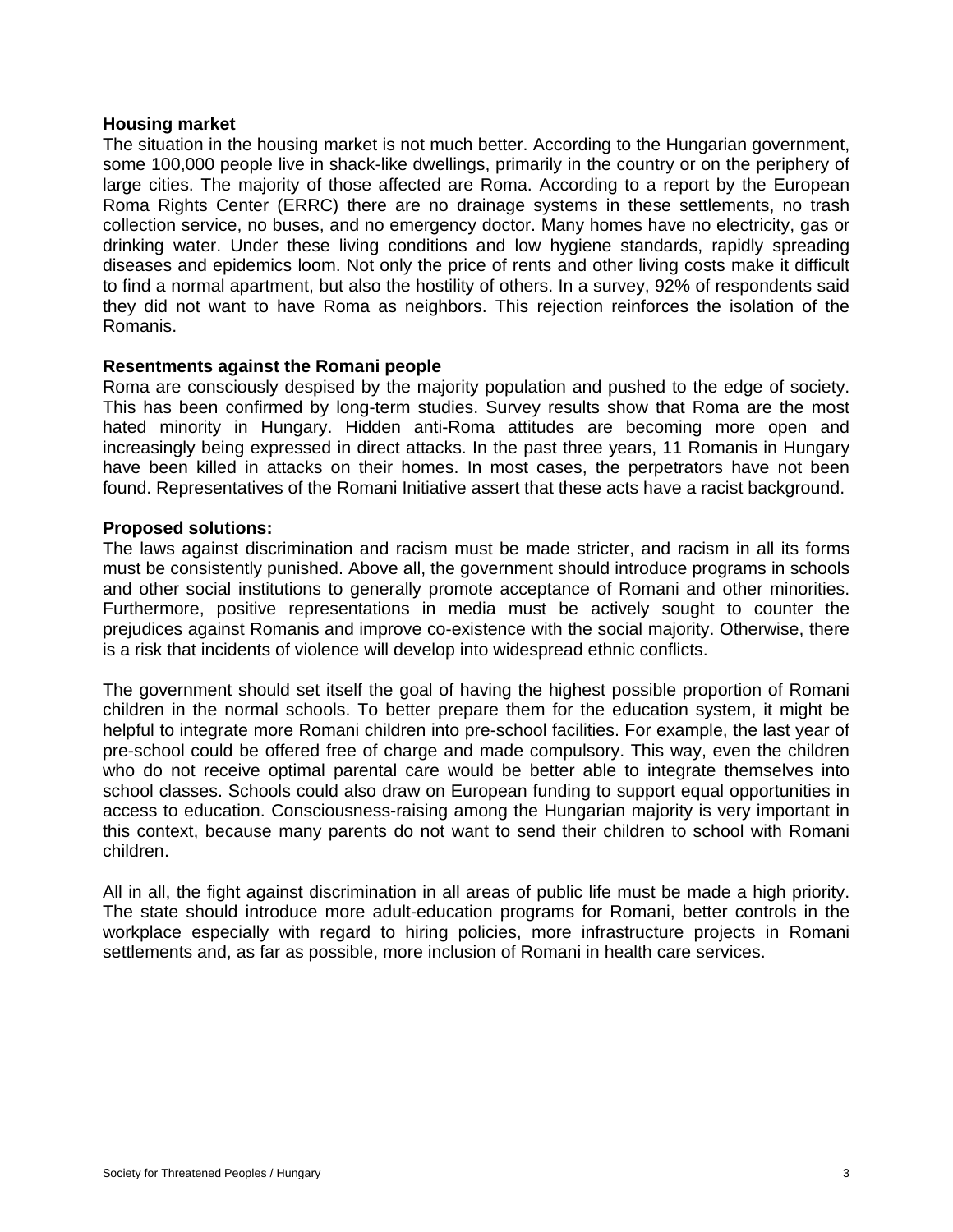**Housing market**

The situation in the housing market is not much better. According to the Hungarian government, some 100,000 people live in shack-like dwellings, primarily in the country or on the periphery of large cities. The majority of those affected are Roma. According to a report by the European Roma Rights Center (ERRC) there are no drainage systems in these settlements, no trash collection service, no buses, and no emergency doctor. Many homes have no electricity, gas or drinking water. Under these living conditions and low hygiene standards, rapidly spreading diseases and epidemics loom. Not only the price of rents and other living costs make it difficult to find a normal apartment, but also the hostility of others. In a survey, 92% of respondents said they did not want to have Roma as neighbors. This rejection reinforces the isolation of the Romanis.

**Resentments against the Romani people**

Roma are consciously despised by the majority population and pushed to the edge of society. This has been confirmed by long-term studies. Survey results show that Roma are the most hated minority in Hungary. Hidden anti-Roma attitudes are becoming more open and increasingly being expressed in direct attacks. In the past three years, 11 Romanis in Hungary have been killed in attacks on their homes. In most cases, the perpetrators have not been found. Representatives of the Romani Initiative assert that these acts have a racist background.

**Proposed solutions:**

The laws against discrimination and racism must be made stricter, and racism in all its forms must be consistently punished. Above all, the government should introduce programs in schools and other social institutions to generally promote acceptance of Romani and other minorities. Furthermore, positive representations in media must be actively sought to counter the prejudices against Romanis and improve co-existence with the social majority. Otherwise, there is a risk that incidents of violence will develop into widespread ethnic conflicts.

The government should set itself the goal of having the highest possible proportion of Romani children in the normal schools. To better prepare them for the education system, it might be helpful to integrate more Romani children into pre-school facilities. For example, the last year of pre-school could be offered free of charge and made compulsory. This way, even the children who do not receive optimal parental care would be better able to integrate themselves into school classes. Schools could also draw on European funding to support equal opportunities in access to education. Consciousness-raising among the Hungarian majority is very important in this context, because many parents do not want to send their children to school with Romani children.

All in all, the fight against discrimination in all areas of public life must be made a high priority. The state should introduce more adult-education programs for Romani, better controls in the workplace especially with regard to hiring policies, more infrastructure projects in Romani settlements and, as far as possible, more inclusion of Romani in health care services.